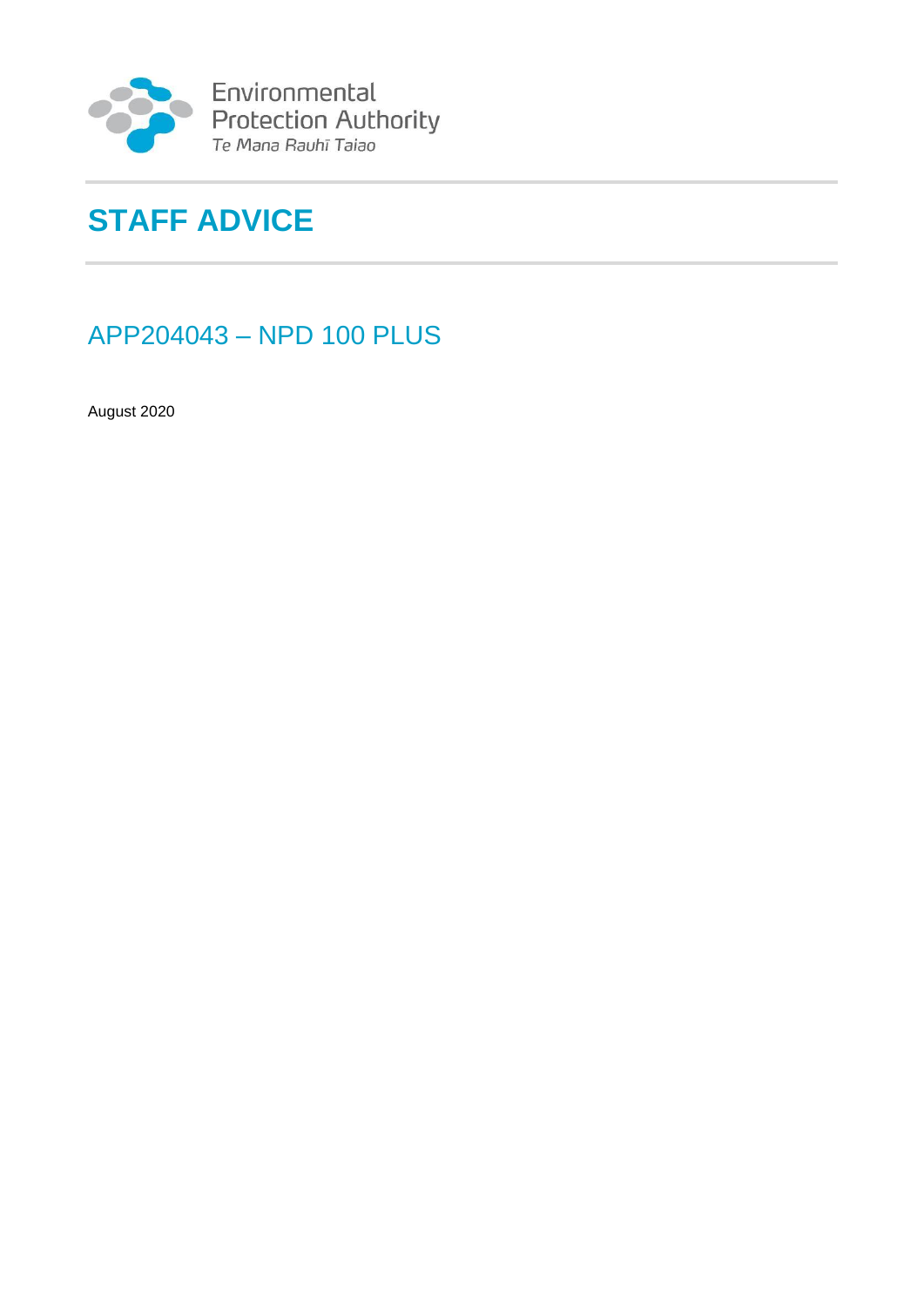Environmental Protection Authority
*Te Mana Rauhī Taiao*

# STAFF ADVICE

## APP204043 – NPD 100 PLUS

August 2020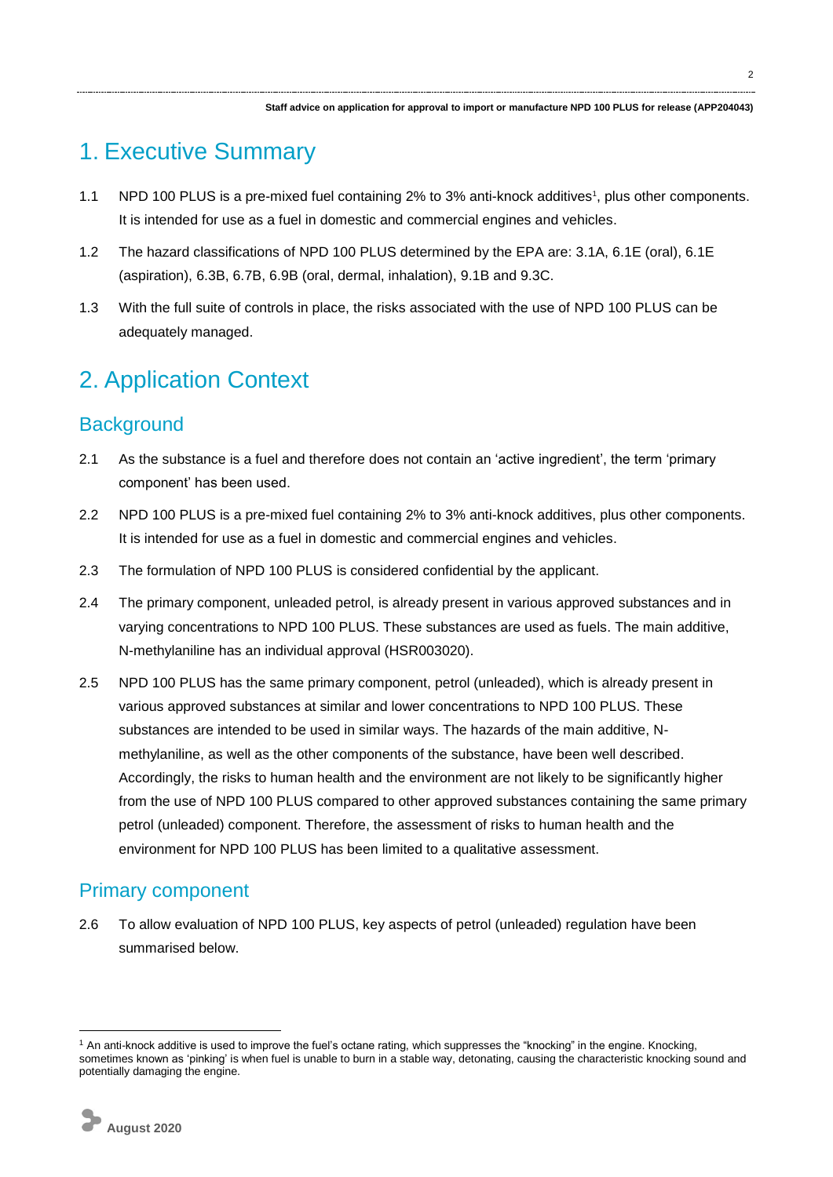# 1. Executive Summary

1.1 NPD 100 PLUS is a pre-mixed fuel containing 2% to 3% anti-knock additives[1], plus other components. It is intended for use as a fuel in domestic and commercial engines and vehicles.

1.2 The hazard classifications of NPD 100 PLUS determined by the EPA are: 3.1A, 6.1E (oral), 6.1E (aspiration), 6.3B, 6.7B, 6.9B (oral, dermal, inhalation), 9.1B and 9.3C.

1.3 With the full suite of controls in place, the risks associated with the use of NPD 100 PLUS can be adequately managed.

# 2. Application Context

## Background

2.1 As the substance is a fuel and therefore does not contain an 'active ingredient', the term 'primary component' has been used.

2.2 NPD 100 PLUS is a pre-mixed fuel containing 2% to 3% anti-knock additives, plus other components. It is intended for use as a fuel in domestic and commercial engines and vehicles.

2.3 The formulation of NPD 100 PLUS is considered confidential by the applicant.

2.4 The primary component, unleaded petrol, is already present in various approved substances and in varying concentrations to NPD 100 PLUS. These substances are used as fuels. The main additive, N-methylaniline has an individual approval (HSR003020).

2.5 NPD 100 PLUS has the same primary component, petrol (unleaded), which is already present in various approved substances at similar and lower concentrations to NPD 100 PLUS. These substances are intended to be used in similar ways. The hazards of the main additive, N-methylaniline, as well as the other components of the substance, have been well described. Accordingly, the risks to human health and the environment are not likely to be significantly higher from the use of NPD 100 PLUS compared to other approved substances containing the same primary petrol (unleaded) component. Therefore, the assessment of risks to human health and the environment for NPD 100 PLUS has been limited to a qualitative assessment.

## Primary component

2.6 To allow evaluation of NPD 100 PLUS, key aspects of petrol (unleaded) regulation have been summarised below.

[1] An anti-knock additive is used to improve the fuel's octane rating, which suppresses the "knocking" in the engine. Knocking, sometimes known as 'pinking' is when fuel is unable to burn in a stable way, detonating, causing the characteristic knocking sound and potentially damaging the engine.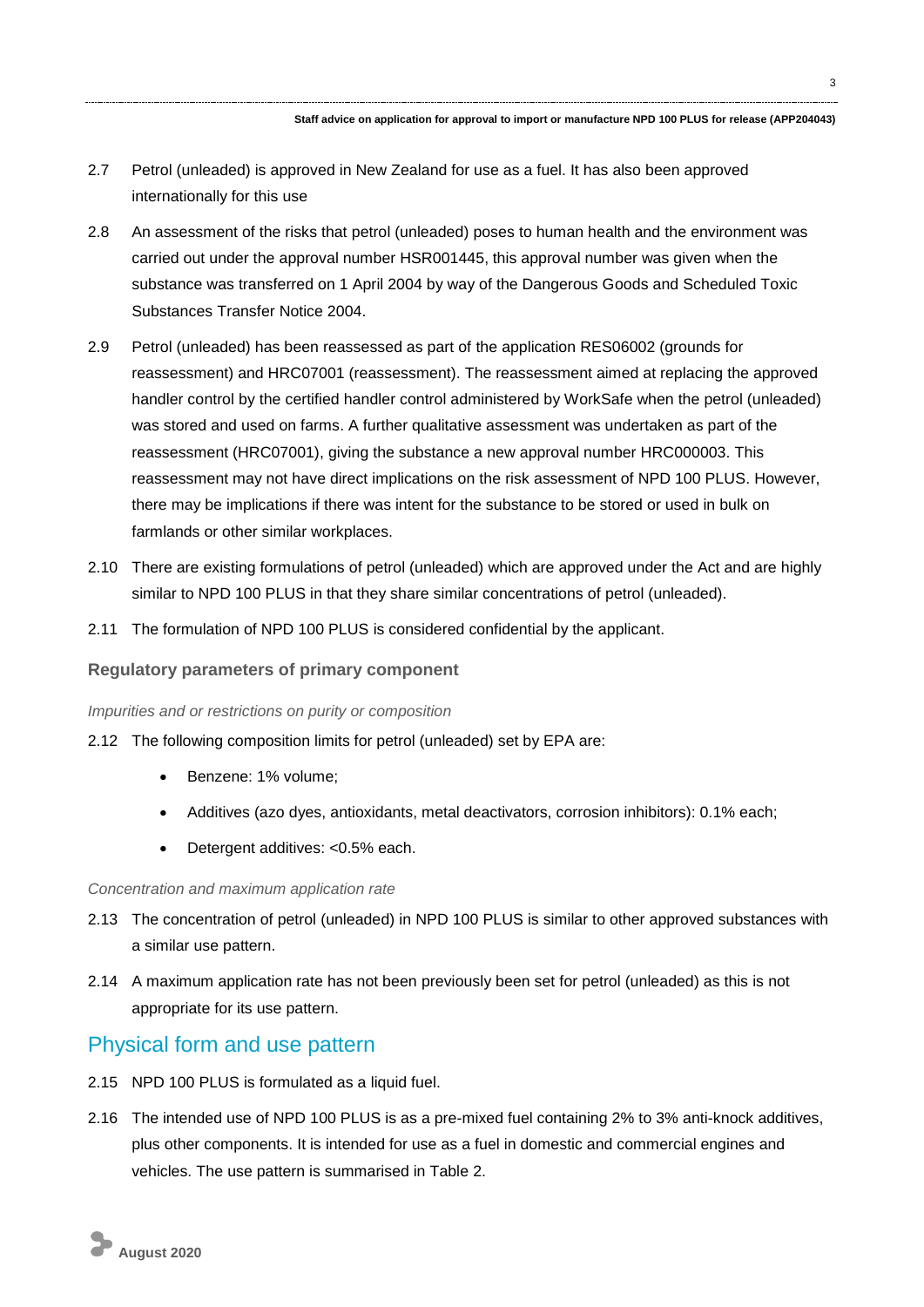2.7 Petrol (unleaded) is approved in New Zealand for use as a fuel. It has also been approved internationally for this use

2.8 An assessment of the risks that petrol (unleaded) poses to human health and the environment was carried out under the approval number HSR001445, this approval number was given when the substance was transferred on 1 April 2004 by way of the Dangerous Goods and Scheduled Toxic Substances Transfer Notice 2004.

2.9 Petrol (unleaded) has been reassessed as part of the application RES06002 (grounds for reassessment) and HRC07001 (reassessment). The reassessment aimed at replacing the approved handler control by the certified handler control administered by WorkSafe when the petrol (unleaded) was stored and used on farms. A further qualitative assessment was undertaken as part of the reassessment (HRC07001), giving the substance a new approval number HRC000003. This reassessment may not have direct implications on the risk assessment of NPD 100 PLUS. However, there may be implications if there was intent for the substance to be stored or used in bulk on farmlands or other similar workplaces.

2.10 There are existing formulations of petrol (unleaded) which are approved under the Act and are highly similar to NPD 100 PLUS in that they share similar concentrations of petrol (unleaded).

2.11 The formulation of NPD 100 PLUS is considered confidential by the applicant.

### Regulatory parameters of primary component

*Impurities and or restrictions on purity or composition*

2.12 The following composition limits for petrol (unleaded) set by EPA are:

- Benzene: 1% volume;
- Additives (azo dyes, antioxidants, metal deactivators, corrosion inhibitors): 0.1% each;
- Detergent additives: <0.5% each.

*Concentration and maximum application rate*

2.13 The concentration of petrol (unleaded) in NPD 100 PLUS is similar to other approved substances with a similar use pattern.

2.14 A maximum application rate has not been previously been set for petrol (unleaded) as this is not appropriate for its use pattern.

## Physical form and use pattern

2.15 NPD 100 PLUS is formulated as a liquid fuel.

2.16 The intended use of NPD 100 PLUS is as a pre-mixed fuel containing 2% to 3% anti-knock additives, plus other components. It is intended for use as a fuel in domestic and commercial engines and vehicles. The use pattern is summarised in Table 2.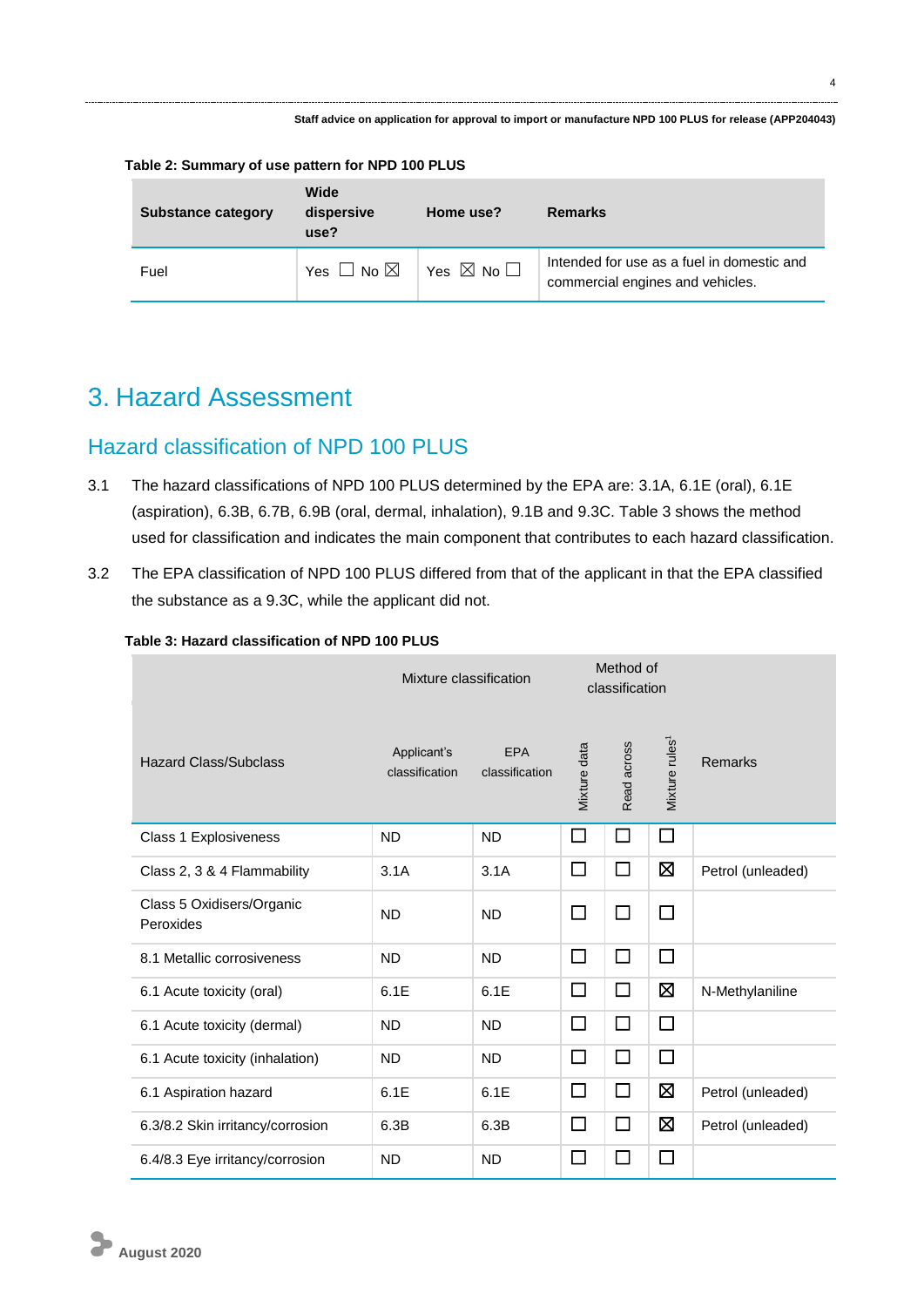**Table 2: Summary of use pattern for NPD 100 PLUS**

| Substance category | Wide dispersive use? | Home use? | Remarks |
|---|---|---|---|
| Fuel | Yes ☐ No ☒ | Yes ☒ No ☐ | Intended for use as a fuel in domestic and commercial engines and vehicles. |

# 3. Hazard Assessment

## Hazard classification of NPD 100 PLUS

3.1 The hazard classifications of NPD 100 PLUS determined by the EPA are: 3.1A, 6.1E (oral), 6.1E (aspiration), 6.3B, 6.7B, 6.9B (oral, dermal, inhalation), 9.1B and 9.3C. Table 3 shows the method used for classification and indicates the main component that contributes to each hazard classification.

3.2 The EPA classification of NPD 100 PLUS differed from that of the applicant in that the EPA classified the substance as a 9.3C, while the applicant did not.

**Table 3: Hazard classification of NPD 100 PLUS**

| Hazard Class/Subclass | Mixture classification | | Method of classification | | | Remarks |
|---|---|---|---|---|---|---|
| | Applicant's classification | EPA classification | Mixture data | Read across | Mixture rules[1] | |
| Class 1 Explosiveness | ND | ND | ☐ | ☐ | ☐ | |
| Class 2, 3 & 4 Flammability | 3.1A | 3.1A | ☐ | ☐ | ☒ | Petrol (unleaded) |
| Class 5 Oxidisers/Organic Peroxides | ND | ND | ☐ | ☐ | ☐ | |
| 8.1 Metallic corrosiveness | ND | ND | ☐ | ☐ | ☐ | |
| 6.1 Acute toxicity (oral) | 6.1E | 6.1E | ☐ | ☐ | ☒ | N-Methylaniline |
| 6.1 Acute toxicity (dermal) | ND | ND | ☐ | ☐ | ☐ | |
| 6.1 Acute toxicity (inhalation) | ND | ND | ☐ | ☐ | ☐ | |
| 6.1 Aspiration hazard | 6.1E | 6.1E | ☐ | ☐ | ☒ | Petrol (unleaded) |
| 6.3/8.2 Skin irritancy/corrosion | 6.3B | 6.3B | ☐ | ☐ | ☒ | Petrol (unleaded) |
| 6.4/8.3 Eye irritancy/corrosion | ND | ND | ☐ | ☐ | ☐ | |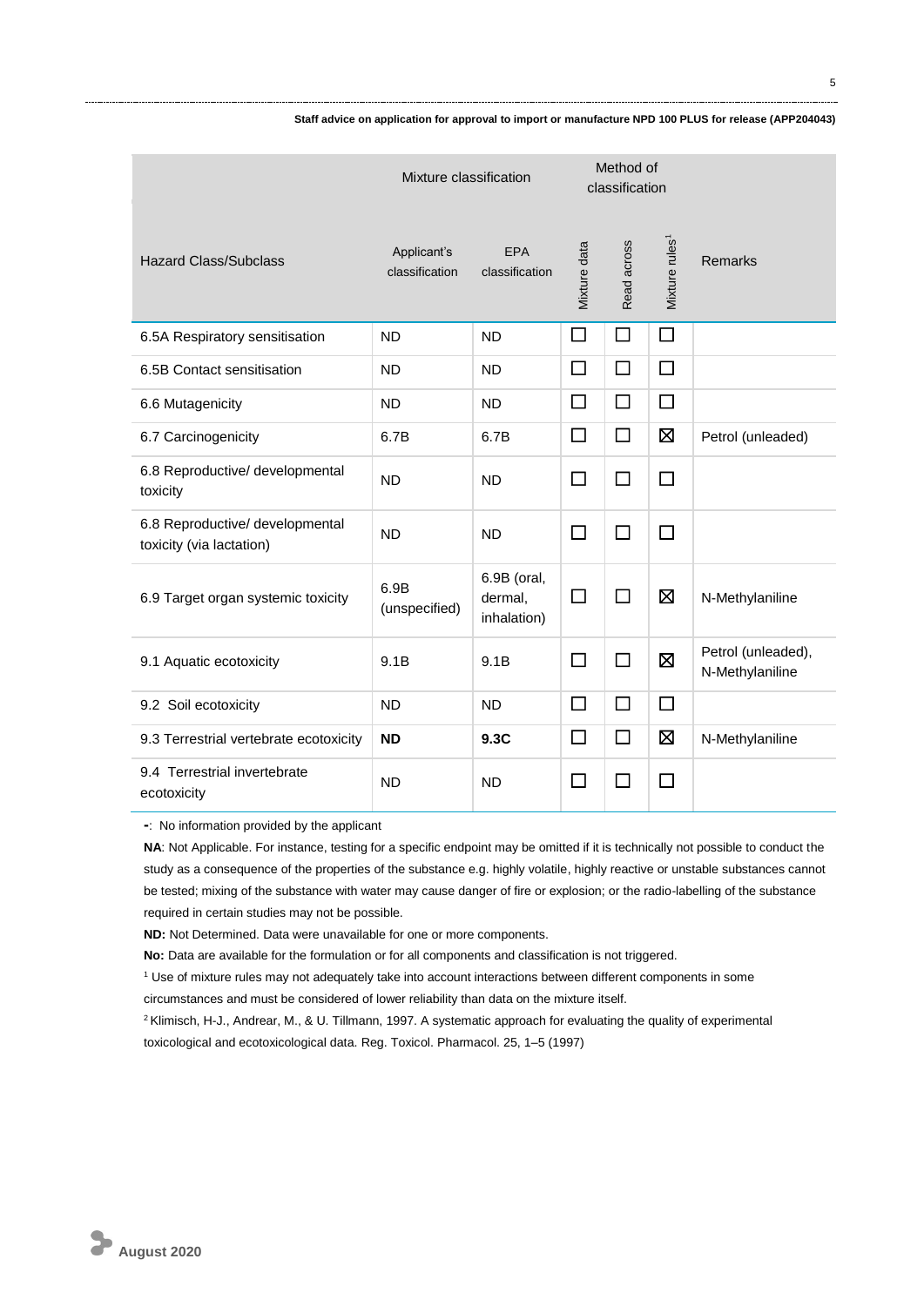| Hazard Class/Subclass | Mixture classification | | Method of classification | | | Remarks |
|---|---|---|---|---|---|---|
| | Applicant's classification | EPA classification | Mixture data | Read across | Mixture rules[1] | |
| 6.5A Respiratory sensitisation | ND | ND | ☐ | ☐ | ☐ | |
| 6.5B Contact sensitisation | ND | ND | ☐ | ☐ | ☐ | |
| 6.6 Mutagenicity | ND | ND | ☐ | ☐ | ☐ | |
| 6.7 Carcinogenicity | 6.7B | 6.7B | ☐ | ☐ | ☒ | Petrol (unleaded) |
| 6.8 Reproductive/ developmental toxicity | ND | ND | ☐ | ☐ | ☐ | |
| 6.8 Reproductive/ developmental toxicity (via lactation) | ND | ND | ☐ | ☐ | ☐ | |
| 6.9 Target organ systemic toxicity | 6.9B (unspecified) | 6.9B (oral, dermal, inhalation) | ☐ | ☐ | ☒ | N-Methylaniline |
| 9.1 Aquatic ecotoxicity | 9.1B | 9.1B | ☐ | ☐ | ☒ | Petrol (unleaded), N-Methylaniline |
| 9.2 Soil ecotoxicity | ND | ND | ☐ | ☐ | ☐ | |
| 9.3 Terrestrial vertebrate ecotoxicity | **ND** | **9.3C** | ☐ | ☐ | ☒ | N-Methylaniline |
| 9.4 Terrestrial invertebrate ecotoxicity | ND | ND | ☐ | ☐ | ☐ | |

**-**: No information provided by the applicant

**NA**: Not Applicable. For instance, testing for a specific endpoint may be omitted if it is technically not possible to conduct the study as a consequence of the properties of the substance e.g. highly volatile, highly reactive or unstable substances cannot be tested; mixing of the substance with water may cause danger of fire or explosion; or the radio-labelling of the substance required in certain studies may not be possible.

**ND:** Not Determined. Data were unavailable for one or more components.

**No:** Data are available for the formulation or for all components and classification is not triggered.

[1] Use of mixture rules may not adequately take into account interactions between different components in some circumstances and must be considered of lower reliability than data on the mixture itself.

[2] Klimisch, H-J., Andrear, M., & U. Tillmann, 1997. A systematic approach for evaluating the quality of experimental toxicological and ecotoxicological data. Reg. Toxicol. Pharmacol. 25, 1–5 (1997)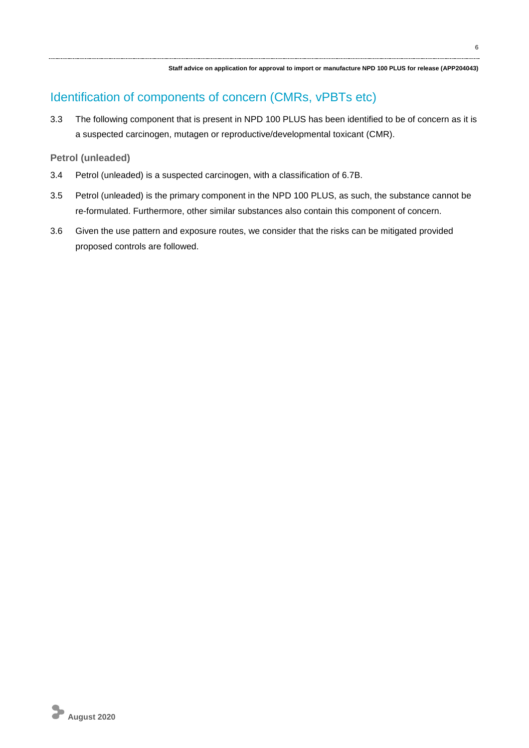## Identification of components of concern (CMRs, vPBTs etc)

3.3 The following component that is present in NPD 100 PLUS has been identified to be of concern as it is a suspected carcinogen, mutagen or reproductive/developmental toxicant (CMR).

### Petrol (unleaded)

3.4 Petrol (unleaded) is a suspected carcinogen, with a classification of 6.7B.

3.5 Petrol (unleaded) is the primary component in the NPD 100 PLUS, as such, the substance cannot be re-formulated. Furthermore, other similar substances also contain this component of concern.

3.6 Given the use pattern and exposure routes, we consider that the risks can be mitigated provided proposed controls are followed.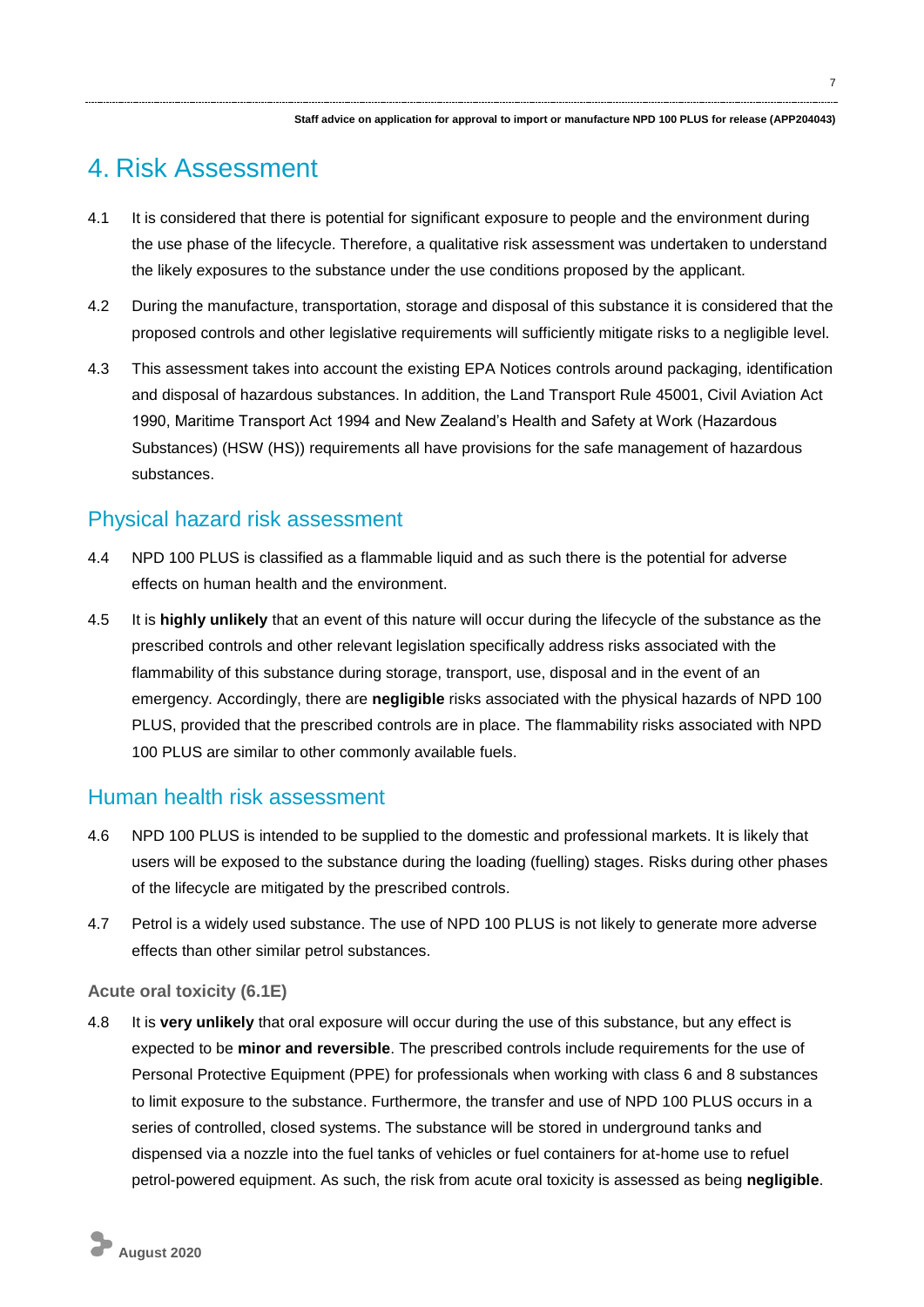# 4. Risk Assessment

4.1 It is considered that there is potential for significant exposure to people and the environment during the use phase of the lifecycle. Therefore, a qualitative risk assessment was undertaken to understand the likely exposures to the substance under the use conditions proposed by the applicant.

4.2 During the manufacture, transportation, storage and disposal of this substance it is considered that the proposed controls and other legislative requirements will sufficiently mitigate risks to a negligible level.

4.3 This assessment takes into account the existing EPA Notices controls around packaging, identification and disposal of hazardous substances. In addition, the Land Transport Rule 45001, Civil Aviation Act 1990, Maritime Transport Act 1994 and New Zealand's Health and Safety at Work (Hazardous Substances) (HSW (HS)) requirements all have provisions for the safe management of hazardous substances.

## Physical hazard risk assessment

4.4 NPD 100 PLUS is classified as a flammable liquid and as such there is the potential for adverse effects on human health and the environment.

4.5 It is **highly unlikely** that an event of this nature will occur during the lifecycle of the substance as the prescribed controls and other relevant legislation specifically address risks associated with the flammability of this substance during storage, transport, use, disposal and in the event of an emergency. Accordingly, there are **negligible** risks associated with the physical hazards of NPD 100 PLUS, provided that the prescribed controls are in place. The flammability risks associated with NPD 100 PLUS are similar to other commonly available fuels.

## Human health risk assessment

4.6 NPD 100 PLUS is intended to be supplied to the domestic and professional markets. It is likely that users will be exposed to the substance during the loading (fuelling) stages. Risks during other phases of the lifecycle are mitigated by the prescribed controls.

4.7 Petrol is a widely used substance. The use of NPD 100 PLUS is not likely to generate more adverse effects than other similar petrol substances.

### Acute oral toxicity (6.1E)

4.8 It is **very unlikely** that oral exposure will occur during the use of this substance, but any effect is expected to be **minor and reversible**. The prescribed controls include requirements for the use of Personal Protective Equipment (PPE) for professionals when working with class 6 and 8 substances to limit exposure to the substance. Furthermore, the transfer and use of NPD 100 PLUS occurs in a series of controlled, closed systems. The substance will be stored in underground tanks and dispensed via a nozzle into the fuel tanks of vehicles or fuel containers for at-home use to refuel petrol-powered equipment. As such, the risk from acute oral toxicity is assessed as being **negligible**.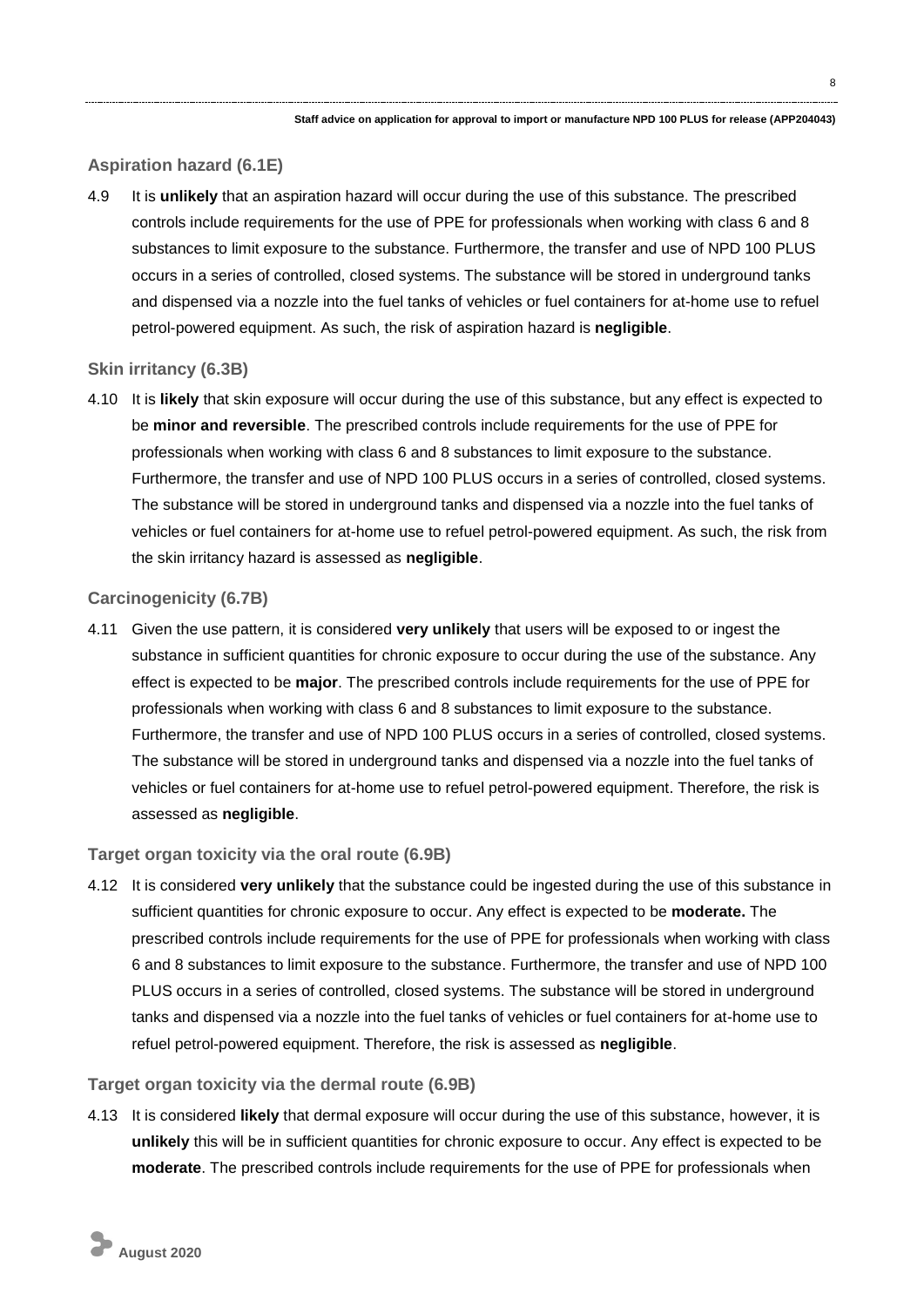### Aspiration hazard (6.1E)

4.9 It is **unlikely** that an aspiration hazard will occur during the use of this substance. The prescribed controls include requirements for the use of PPE for professionals when working with class 6 and 8 substances to limit exposure to the substance. Furthermore, the transfer and use of NPD 100 PLUS occurs in a series of controlled, closed systems. The substance will be stored in underground tanks and dispensed via a nozzle into the fuel tanks of vehicles or fuel containers for at-home use to refuel petrol-powered equipment. As such, the risk of aspiration hazard is **negligible**.

### Skin irritancy (6.3B)

4.10 It is **likely** that skin exposure will occur during the use of this substance, but any effect is expected to be **minor and reversible**. The prescribed controls include requirements for the use of PPE for professionals when working with class 6 and 8 substances to limit exposure to the substance. Furthermore, the transfer and use of NPD 100 PLUS occurs in a series of controlled, closed systems. The substance will be stored in underground tanks and dispensed via a nozzle into the fuel tanks of vehicles or fuel containers for at-home use to refuel petrol-powered equipment. As such, the risk from the skin irritancy hazard is assessed as **negligible**.

### Carcinogenicity (6.7B)

4.11 Given the use pattern, it is considered **very unlikely** that users will be exposed to or ingest the substance in sufficient quantities for chronic exposure to occur during the use of the substance. Any effect is expected to be **major**. The prescribed controls include requirements for the use of PPE for professionals when working with class 6 and 8 substances to limit exposure to the substance. Furthermore, the transfer and use of NPD 100 PLUS occurs in a series of controlled, closed systems. The substance will be stored in underground tanks and dispensed via a nozzle into the fuel tanks of vehicles or fuel containers for at-home use to refuel petrol-powered equipment. Therefore, the risk is assessed as **negligible**.

### Target organ toxicity via the oral route (6.9B)

4.12 It is considered **very unlikely** that the substance could be ingested during the use of this substance in sufficient quantities for chronic exposure to occur. Any effect is expected to be **moderate.** The prescribed controls include requirements for the use of PPE for professionals when working with class 6 and 8 substances to limit exposure to the substance. Furthermore, the transfer and use of NPD 100 PLUS occurs in a series of controlled, closed systems. The substance will be stored in underground tanks and dispensed via a nozzle into the fuel tanks of vehicles or fuel containers for at-home use to refuel petrol-powered equipment. Therefore, the risk is assessed as **negligible**.

### Target organ toxicity via the dermal route (6.9B)

4.13 It is considered **likely** that dermal exposure will occur during the use of this substance, however, it is **unlikely** this will be in sufficient quantities for chronic exposure to occur. Any effect is expected to be **moderate**. The prescribed controls include requirements for the use of PPE for professionals when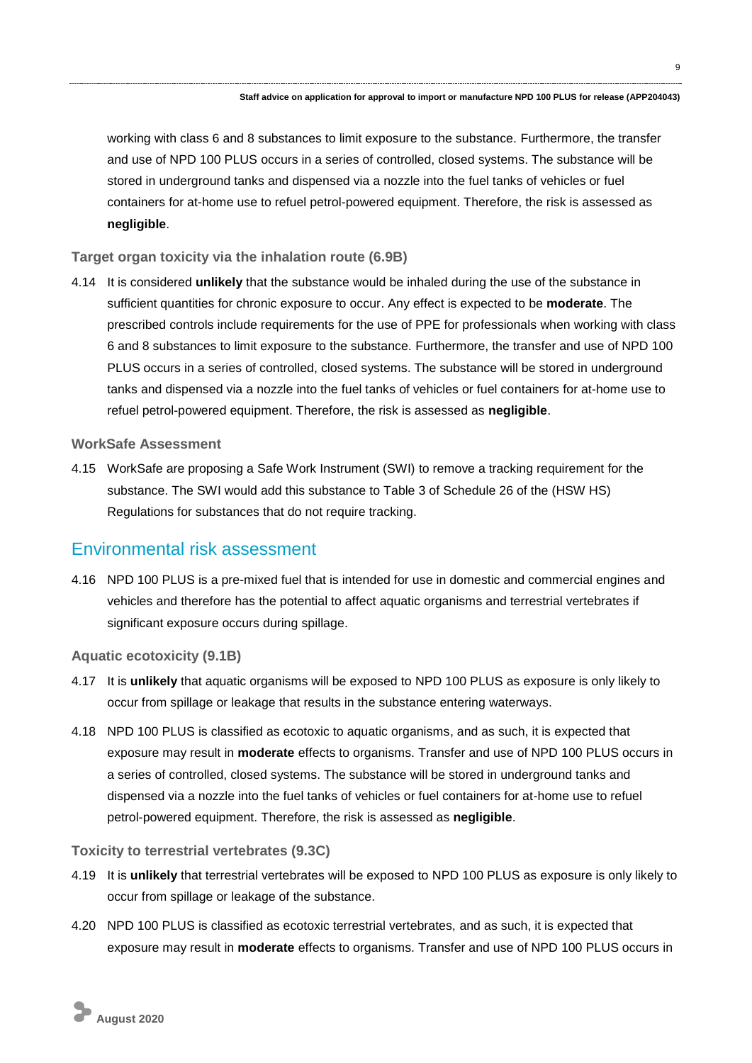working with class 6 and 8 substances to limit exposure to the substance. Furthermore, the transfer and use of NPD 100 PLUS occurs in a series of controlled, closed systems. The substance will be stored in underground tanks and dispensed via a nozzle into the fuel tanks of vehicles or fuel containers for at-home use to refuel petrol-powered equipment. Therefore, the risk is assessed as **negligible**.

### Target organ toxicity via the inhalation route (6.9B)

4.14 It is considered **unlikely** that the substance would be inhaled during the use of the substance in sufficient quantities for chronic exposure to occur. Any effect is expected to be **moderate**. The prescribed controls include requirements for the use of PPE for professionals when working with class 6 and 8 substances to limit exposure to the substance. Furthermore, the transfer and use of NPD 100 PLUS occurs in a series of controlled, closed systems. The substance will be stored in underground tanks and dispensed via a nozzle into the fuel tanks of vehicles or fuel containers for at-home use to refuel petrol-powered equipment. Therefore, the risk is assessed as **negligible**.

### WorkSafe Assessment

4.15 WorkSafe are proposing a Safe Work Instrument (SWI) to remove a tracking requirement for the substance. The SWI would add this substance to Table 3 of Schedule 26 of the (HSW HS) Regulations for substances that do not require tracking.

## Environmental risk assessment

4.16 NPD 100 PLUS is a pre-mixed fuel that is intended for use in domestic and commercial engines and vehicles and therefore has the potential to affect aquatic organisms and terrestrial vertebrates if significant exposure occurs during spillage.

### Aquatic ecotoxicity (9.1B)

4.17 It is **unlikely** that aquatic organisms will be exposed to NPD 100 PLUS as exposure is only likely to occur from spillage or leakage that results in the substance entering waterways.

4.18 NPD 100 PLUS is classified as ecotoxic to aquatic organisms, and as such, it is expected that exposure may result in **moderate** effects to organisms. Transfer and use of NPD 100 PLUS occurs in a series of controlled, closed systems. The substance will be stored in underground tanks and dispensed via a nozzle into the fuel tanks of vehicles or fuel containers for at-home use to refuel petrol-powered equipment. Therefore, the risk is assessed as **negligible**.

### Toxicity to terrestrial vertebrates (9.3C)

4.19 It is **unlikely** that terrestrial vertebrates will be exposed to NPD 100 PLUS as exposure is only likely to occur from spillage or leakage of the substance.

4.20 NPD 100 PLUS is classified as ecotoxic terrestrial vertebrates, and as such, it is expected that exposure may result in **moderate** effects to organisms. Transfer and use of NPD 100 PLUS occurs in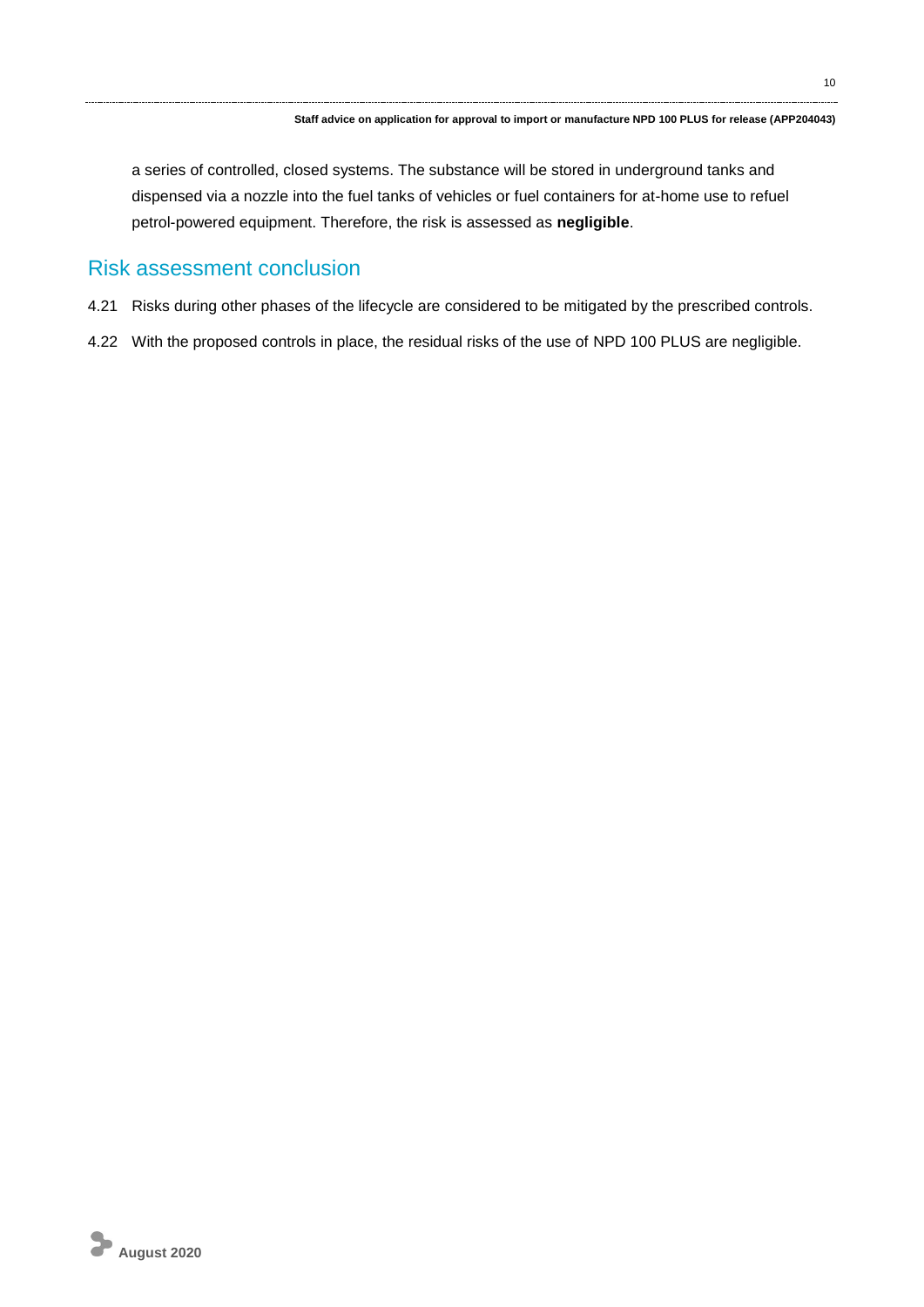a series of controlled, closed systems. The substance will be stored in underground tanks and dispensed via a nozzle into the fuel tanks of vehicles or fuel containers for at-home use to refuel petrol-powered equipment. Therefore, the risk is assessed as **negligible**.

## Risk assessment conclusion

4.21 Risks during other phases of the lifecycle are considered to be mitigated by the prescribed controls.

4.22 With the proposed controls in place, the residual risks of the use of NPD 100 PLUS are negligible.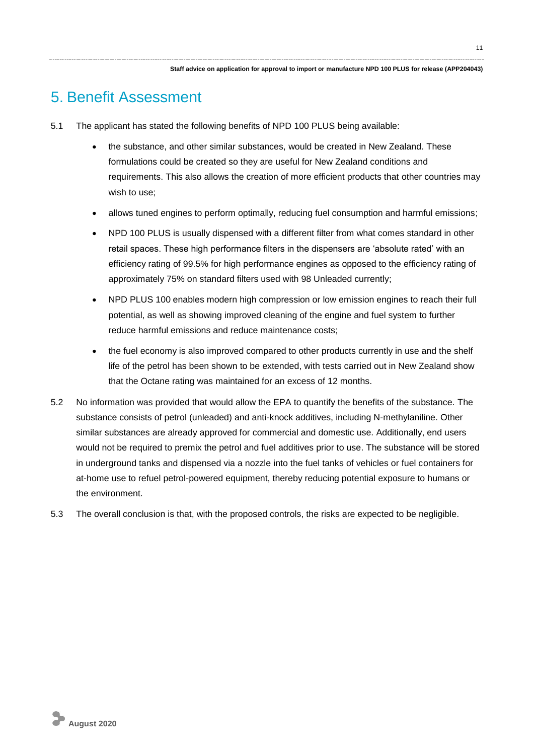# 5. Benefit Assessment

5.1 The applicant has stated the following benefits of NPD 100 PLUS being available:

- the substance, and other similar substances, would be created in New Zealand. These formulations could be created so they are useful for New Zealand conditions and requirements. This also allows the creation of more efficient products that other countries may wish to use;
- allows tuned engines to perform optimally, reducing fuel consumption and harmful emissions;
- NPD 100 PLUS is usually dispensed with a different filter from what comes standard in other retail spaces. These high performance filters in the dispensers are 'absolute rated' with an efficiency rating of 99.5% for high performance engines as opposed to the efficiency rating of approximately 75% on standard filters used with 98 Unleaded currently;
- NPD PLUS 100 enables modern high compression or low emission engines to reach their full potential, as well as showing improved cleaning of the engine and fuel system to further reduce harmful emissions and reduce maintenance costs;
- the fuel economy is also improved compared to other products currently in use and the shelf life of the petrol has been shown to be extended, with tests carried out in New Zealand show that the Octane rating was maintained for an excess of 12 months.

5.2 No information was provided that would allow the EPA to quantify the benefits of the substance. The substance consists of petrol (unleaded) and anti-knock additives, including N-methylaniline. Other similar substances are already approved for commercial and domestic use. Additionally, end users would not be required to premix the petrol and fuel additives prior to use. The substance will be stored in underground tanks and dispensed via a nozzle into the fuel tanks of vehicles or fuel containers for at-home use to refuel petrol-powered equipment, thereby reducing potential exposure to humans or the environment.

5.3 The overall conclusion is that, with the proposed controls, the risks are expected to be negligible.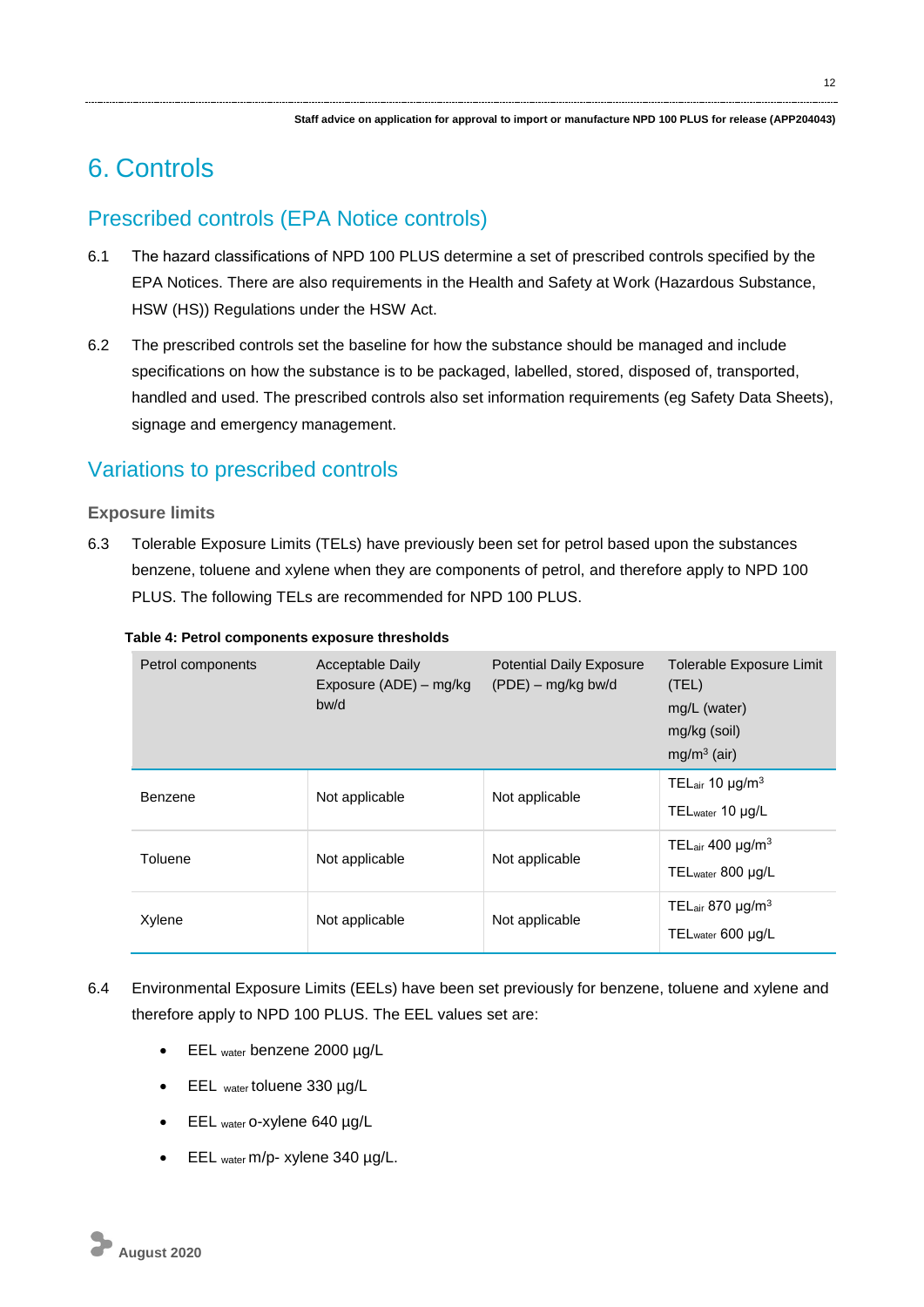# 6. Controls

## Prescribed controls (EPA Notice controls)

6.1 The hazard classifications of NPD 100 PLUS determine a set of prescribed controls specified by the EPA Notices. There are also requirements in the Health and Safety at Work (Hazardous Substance, HSW (HS)) Regulations under the HSW Act.

6.2 The prescribed controls set the baseline for how the substance should be managed and include specifications on how the substance is to be packaged, labelled, stored, disposed of, transported, handled and used. The prescribed controls also set information requirements (eg Safety Data Sheets), signage and emergency management.

## Variations to prescribed controls

### Exposure limits

6.3 Tolerable Exposure Limits (TELs) have previously been set for petrol based upon the substances benzene, toluene and xylene when they are components of petrol, and therefore apply to NPD 100 PLUS. The following TELs are recommended for NPD 100 PLUS.

**Table 4: Petrol components exposure thresholds**

| Petrol components | Acceptable Daily Exposure (ADE) – mg/kg bw/d | Potential Daily Exposure (PDE) – mg/kg bw/d | Tolerable Exposure Limit (TEL) mg/L (water) mg/kg (soil) $mg/m^3$ (air) |
|---|---|---|---|
| Benzene | Not applicable | Not applicable | $TEL_{air}$ 10 $\mu g/m^3$ $TEL_{water}$ 10 µg/L |
| Toluene | Not applicable | Not applicable | $TEL_{air}$ 400 $\mu g/m^3$ $TEL_{water}$ 800 µg/L |
| Xylene | Not applicable | Not applicable | $TEL_{air}$ 870 $\mu g/m^3$ $TEL_{water}$ 600 µg/L |

6.4 Environmental Exposure Limits (EELs) have been set previously for benzene, toluene and xylene and therefore apply to NPD 100 PLUS. The EEL values set are:

- $EEL_{water}$ benzene 2000 µg/L
- $EEL_{water}$ toluene 330 µg/L
- $EEL_{water}$ o-xylene 640 µg/L
- $EEL_{water}$ m/p- xylene 340 µg/L.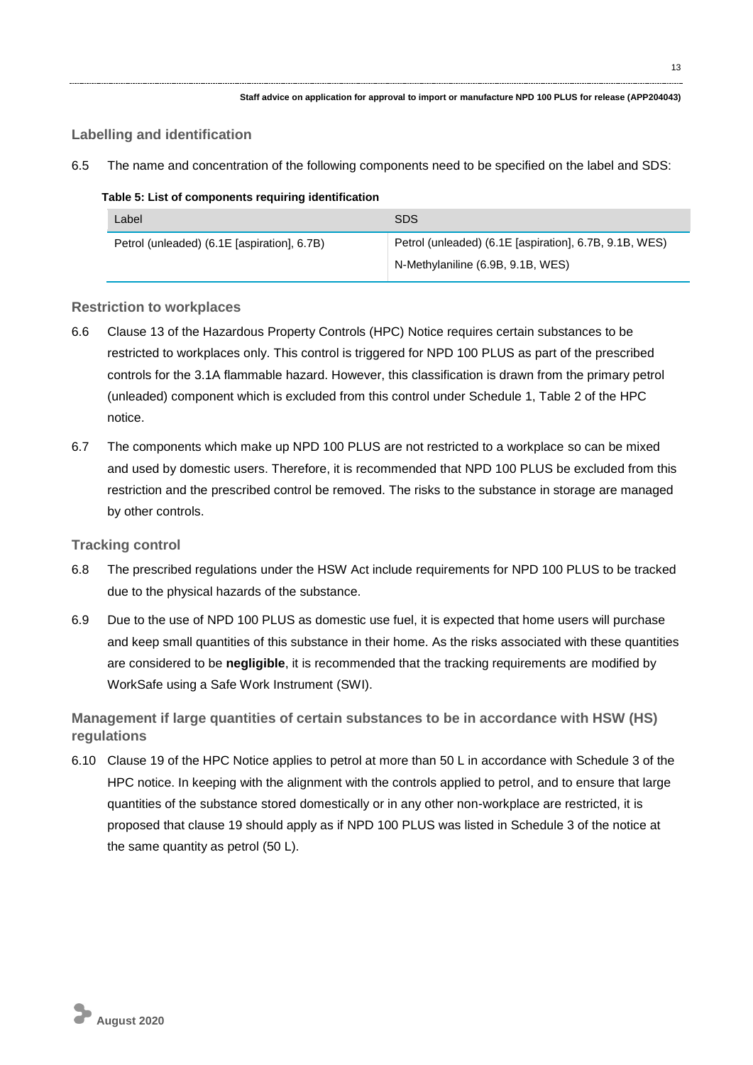### Labelling and identification

6.5 The name and concentration of the following components need to be specified on the label and SDS:

**Table 5: List of components requiring identification**

| Label | SDS |
| --- | --- |
| Petrol (unleaded) (6.1E [aspiration], 6.7B) | Petrol (unleaded) (6.1E [aspiration], 6.7B, 9.1B, WES)<br>N-Methylaniline (6.9B, 9.1B, WES) |

### Restriction to workplaces

6.6 Clause 13 of the Hazardous Property Controls (HPC) Notice requires certain substances to be restricted to workplaces only. This control is triggered for NPD 100 PLUS as part of the prescribed controls for the 3.1A flammable hazard. However, this classification is drawn from the primary petrol (unleaded) component which is excluded from this control under Schedule 1, Table 2 of the HPC notice.

6.7 The components which make up NPD 100 PLUS are not restricted to a workplace so can be mixed and used by domestic users. Therefore, it is recommended that NPD 100 PLUS be excluded from this restriction and the prescribed control be removed. The risks to the substance in storage are managed by other controls.

### Tracking control

6.8 The prescribed regulations under the HSW Act include requirements for NPD 100 PLUS to be tracked due to the physical hazards of the substance.

6.9 Due to the use of NPD 100 PLUS as domestic use fuel, it is expected that home users will purchase and keep small quantities of this substance in their home. As the risks associated with these quantities are considered to be **negligible**, it is recommended that the tracking requirements are modified by WorkSafe using a Safe Work Instrument (SWI).

### Management if large quantities of certain substances to be in accordance with HSW (HS) regulations

6.10 Clause 19 of the HPC Notice applies to petrol at more than 50 L in accordance with Schedule 3 of the HPC notice. In keeping with the alignment with the controls applied to petrol, and to ensure that large quantities of the substance stored domestically or in any other non-workplace are restricted, it is proposed that clause 19 should apply as if NPD 100 PLUS was listed in Schedule 3 of the notice at the same quantity as petrol (50 L).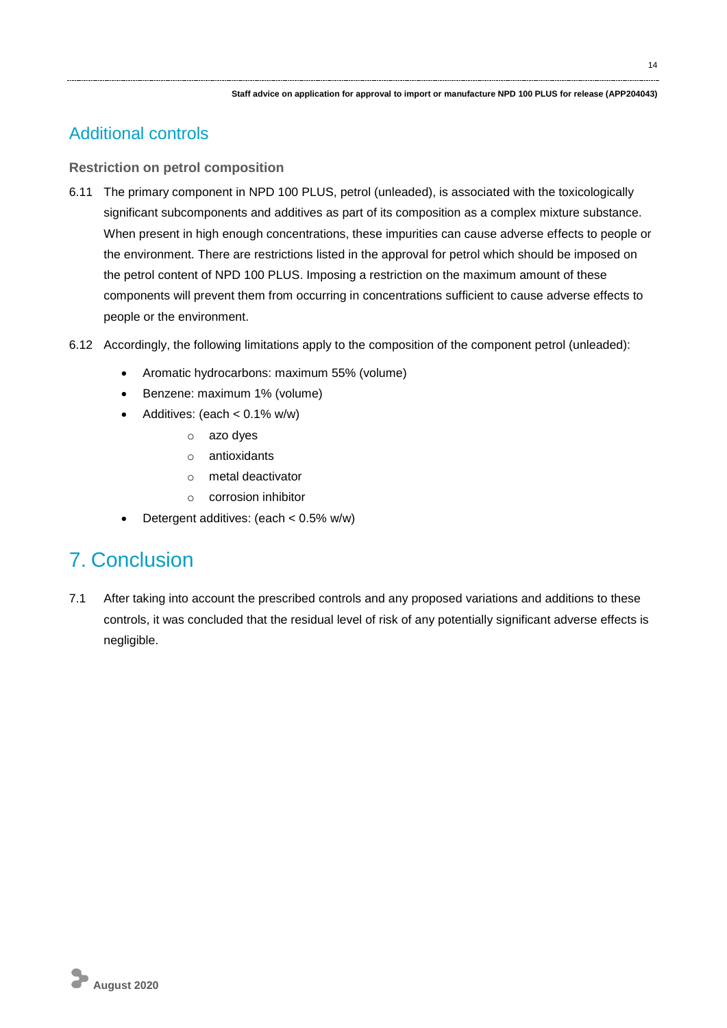## Additional controls

### Restriction on petrol composition

6.11 The primary component in NPD 100 PLUS, petrol (unleaded), is associated with the toxicologically significant subcomponents and additives as part of its composition as a complex mixture substance. When present in high enough concentrations, these impurities can cause adverse effects to people or the environment. There are restrictions listed in the approval for petrol which should be imposed on the petrol content of NPD 100 PLUS. Imposing a restriction on the maximum amount of these components will prevent them from occurring in concentrations sufficient to cause adverse effects to people or the environment.

6.12 Accordingly, the following limitations apply to the composition of the component petrol (unleaded):

- Aromatic hydrocarbons: maximum 55% (volume)
- Benzene: maximum 1% (volume)
- Additives: (each < 0.1% w/w)
  - azo dyes
  - antioxidants
  - metal deactivator
  - corrosion inhibitor
- Detergent additives: (each < 0.5% w/w)

# 7. Conclusion

7.1 After taking into account the prescribed controls and any proposed variations and additions to these controls, it was concluded that the residual level of risk of any potentially significant adverse effects is negligible.